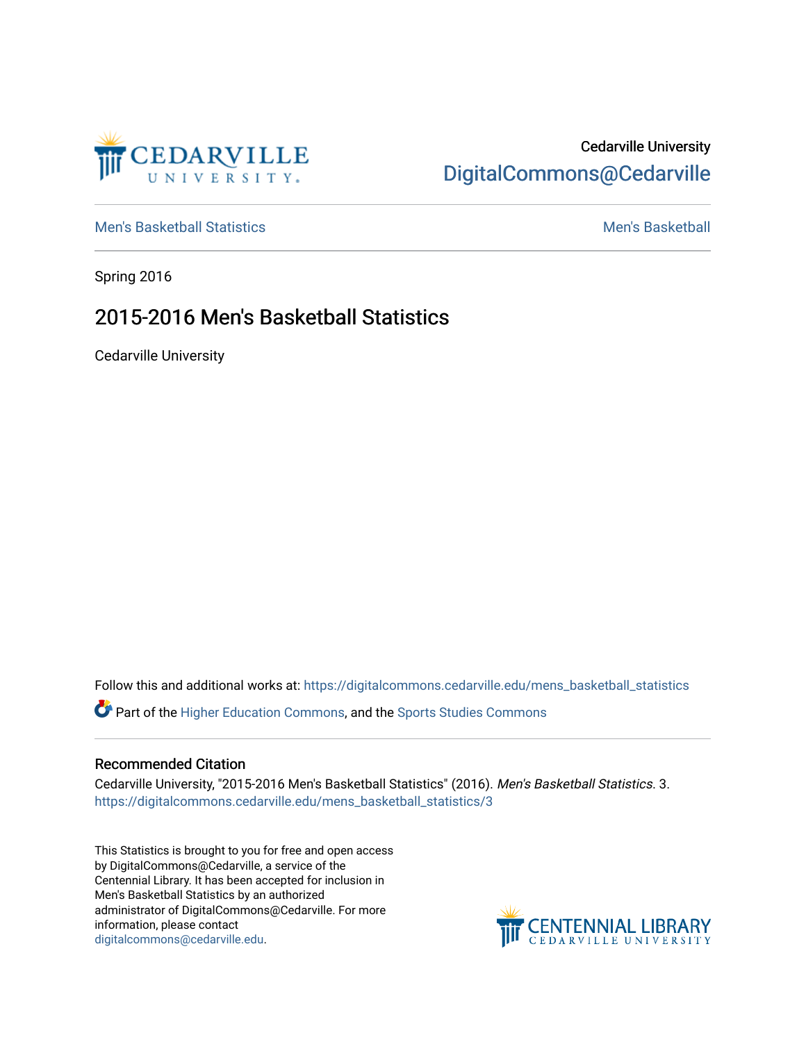Cedarville University
DigitalCommons@Cedarville

Men's Basketball Statistics | Men's Basketball

Spring 2016

# 2015-2016 Men's Basketball Statistics

Cedarville University

Follow this and additional works at: https://digitalcommons.cedarville.edu/mens_basketball_statistics

Part of the Higher Education Commons, and the Sports Studies Commons

## Recommended Citation

Cedarville University, "2015-2016 Men's Basketball Statistics" (2016). *Men's Basketball Statistics*. 3.
https://digitalcommons.cedarville.edu/mens_basketball_statistics/3

This Statistics is brought to you for free and open access by DigitalCommons@Cedarville, a service of the Centennial Library. It has been accepted for inclusion in Men's Basketball Statistics by an authorized administrator of DigitalCommons@Cedarville. For more information, please contact digitalcommons@cedarville.edu.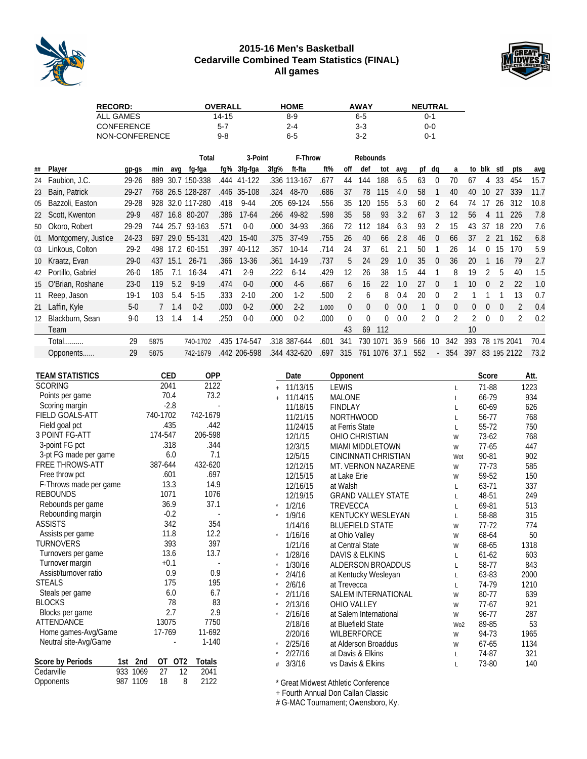## 2015-16 Men's Basketball
## Cedarville Combined Team Statistics (FINAL)
## All games

| RECORD: | OVERALL | HOME | AWAY | NEUTRAL |
|---|---|---|---|---|
| ALL GAMES | 14-15 | 8-9 | 6-5 | 0-1 |
| CONFERENCE | 5-7 | 2-4 | 3-3 | 0-0 |
| NON-CONFERENCE | 9-8 | 6-5 | 3-2 | 0-1 |

| | | | | | Total | | 3-Point | | F-Throw | | Rebounds | | | | | | | | | | | |
|---|---|---|---|---|---|---|---|---|---|---|---|---|---|---|---|---|---|---|---|---|---|---|
| ## | Player | gp-gs | min | avg | fg-fga | fg% | 3fg-fga | 3fg% | ft-fta | ft% | off | def | tot | avg | pf | dq | a | to | blk | stl | pts | avg |
| 24 | Faubion, J.C. | 29-26 | 889 | 30.7 | 150-338 | .444 | 41-122 | .336 | 113-167 | .677 | 44 | 144 | 188 | 6.5 | 63 | 0 | 70 | 67 | 4 | 33 | 454 | 15.7 |
| 23 | Bain, Patrick | 29-27 | 768 | 26.5 | 128-287 | .446 | 35-108 | .324 | 48-70 | .686 | 37 | 78 | 115 | 4.0 | 58 | 1 | 40 | 40 | 10 | 27 | 339 | 11.7 |
| 05 | Bazzoli, Easton | 29-28 | 928 | 32.0 | 117-280 | .418 | 9-44 | .205 | 69-124 | .556 | 35 | 120 | 155 | 5.3 | 60 | 2 | 64 | 74 | 17 | 26 | 312 | 10.8 |
| 22 | Scott, Kwenton | 29-9 | 487 | 16.8 | 80-207 | .386 | 17-64 | .266 | 49-82 | .598 | 35 | 58 | 93 | 3.2 | 67 | 3 | 12 | 56 | 4 | 11 | 226 | 7.8 |
| 50 | Okoro, Robert | 29-29 | 744 | 25.7 | 93-163 | .571 | 0-0 | .000 | 34-93 | .366 | 72 | 112 | 184 | 6.3 | 93 | 2 | 15 | 43 | 37 | 18 | 220 | 7.6 |
| 01 | Montgomery, Justice | 24-23 | 697 | 29.0 | 55-131 | .420 | 15-40 | .375 | 37-49 | .755 | 26 | 40 | 66 | 2.8 | 46 | 0 | 66 | 37 | 2 | 21 | 162 | 6.8 |
| 03 | Linkous, Colton | 29-2 | 498 | 17.2 | 60-151 | .397 | 40-112 | .357 | 10-14 | .714 | 24 | 37 | 61 | 2.1 | 50 | 1 | 26 | 14 | 0 | 15 | 170 | 5.9 |
| 10 | Kraatz, Evan | 29-0 | 437 | 15.1 | 26-71 | .366 | 13-36 | .361 | 14-19 | .737 | 5 | 24 | 29 | 1.0 | 35 | 0 | 36 | 20 | 1 | 16 | 79 | 2.7 |
| 42 | Portillo, Gabriel | 26-0 | 185 | 7.1 | 16-34 | .471 | 2-9 | .222 | 6-14 | .429 | 12 | 26 | 38 | 1.5 | 44 | 1 | 8 | 19 | 2 | 5 | 40 | 1.5 |
| 15 | O'Brian, Roshane | 23-0 | 119 | 5.2 | 9-19 | .474 | 0-0 | .000 | 4-6 | .667 | 6 | 16 | 22 | 1.0 | 27 | 0 | 1 | 10 | 0 | 2 | 22 | 1.0 |
| 11 | Reep, Jason | 19-1 | 103 | 5.4 | 5-15 | .333 | 2-10 | .200 | 1-2 | .500 | 2 | 6 | 8 | 0.4 | 20 | 0 | 2 | 1 | 1 | 1 | 13 | 0.7 |
| 21 | Laffin, Kyle | 5-0 | 7 | 1.4 | 0-2 | .000 | 0-2 | .000 | 2-2 | 1.000 | 0 | 0 | 0 | 0.0 | 1 | 0 | 0 | 0 | 0 | 0 | 2 | 0.4 |
| 12 | Blackburn, Sean | 9-0 | 13 | 1.4 | 1-4 | .250 | 0-0 | .000 | 0-2 | .000 | 0 | 0 | 0 | 0.0 | 2 | 0 | 2 | 2 | 0 | 0 | 2 | 0.2 |
| | Team | | | | | | | | | | 43 | 69 | 112 | | | | | 10 | | | | |
| | Total.......... | 29 | 5875 | | 740-1702 | .435 | 174-547 | .318 | 387-644 | .601 | 341 | 730 | 1071 | 36.9 | 566 | 10 | 342 | 393 | 78 | 175 | 2041 | 70.4 |
| | Opponents...... | 29 | 5875 | | 742-1679 | .442 | 206-598 | .344 | 432-620 | .697 | 315 | 761 | 1076 | 37.1 | 552 | - | 354 | 397 | 83 | 195 | 2122 | 73.2 |

| TEAM STATISTICS | CED | OPP |
|---|---|---|
| SCORING | 2041 | 2122 |
| Points per game | 70.4 | 73.2 |
| Scoring margin | -2.8 | - |
| FIELD GOALS-ATT | 740-1702 | 742-1679 |
| Field goal pct | .435 | .442 |
| 3 POINT FG-ATT | 174-547 | 206-598 |
| 3-point FG pct | .318 | .344 |
| 3-pt FG made per game | 6.0 | 7.1 |
| FREE THROWS-ATT | 387-644 | 432-620 |
| Free throw pct | .601 | .697 |
| F-Throws made per game | 13.3 | 14.9 |
| REBOUNDS | 1071 | 1076 |
| Rebounds per game | 36.9 | 37.1 |
| Rebounding margin | -0.2 | - |
| ASSISTS | 342 | 354 |
| Assists per game | 11.8 | 12.2 |
| TURNOVERS | 393 | 397 |
| Turnovers per game | 13.6 | 13.7 |
| Turnover margin | +0.1 | - |
| Assist/turnover ratio | 0.9 | 0.9 |
| STEALS | 175 | 195 |
| Steals per game | 6.0 | 6.7 |
| BLOCKS | 78 | 83 |
| Blocks per game | 2.7 | 2.9 |
| ATTENDANCE | 13075 | 7750 |
| Home games-Avg/Game | 17-769 | 11-692 |
| Neutral site-Avg/Game | - | 1-140 |

| Score by Periods | 1st | 2nd | OT | OT2 | Totals |
|---|---|---|---|---|---|
| Cedarville | 933 | 1069 | 27 | 12 | 2041 |
| Opponents | 987 | 1109 | 18 | 8 | 2122 |

| | Date | Opponent | | Score | Att. |
|---|---|---|---|---|---|
| + | 11/13/15 | LEWIS | L | 71-88 | 1223 |
| + | 11/14/15 | MALONE | L | 66-79 | 934 |
| | 11/18/15 | FINDLAY | L | 60-69 | 626 |
| | 11/21/15 | NORTHWOOD | L | 56-77 | 768 |
| | 11/24/15 | at Ferris State | L | 55-72 | 750 |
| | 12/1/15 | OHIO CHRISTIAN | W | 73-62 | 768 |
| | 12/3/15 | MIAMI MIDDLETOWN | W | 77-65 | 447 |
| | 12/5/15 | CINCINNATI CHRISTIAN | Wot | 90-81 | 902 |
| | 12/12/15 | MT. VERNON NAZARENE | W | 77-73 | 585 |
| | 12/15/15 | at Lake Erie | W | 59-52 | 150 |
| | 12/16/15 | at Walsh | L | 63-71 | 337 |
| | 12/19/15 | GRAND VALLEY STATE | L | 48-51 | 249 |
| * | 1/2/16 | TREVECCA | L | 69-81 | 513 |
| * | 1/9/16 | KENTUCKY WESLEYAN | L | 58-88 | 315 |
| | 1/14/16 | BLUEFIELD STATE | W | 77-72 | 774 |
| * | 1/16/16 | at Ohio Valley | W | 68-64 | 50 |
| | 1/21/16 | at Central State | W | 68-65 | 1318 |
| * | 1/28/16 | DAVIS & ELKINS | L | 61-62 | 603 |
| * | 1/30/16 | ALDERSON BROADDUS | L | 58-77 | 843 |
| * | 2/4/16 | at Kentucky Wesleyan | L | 63-83 | 2000 |
| * | 2/6/16 | at Trevecca | L | 74-79 | 1210 |
| * | 2/11/16 | SALEM INTERNATIONAL | W | 80-77 | 639 |
| * | 2/13/16 | OHIO VALLEY | W | 77-67 | 921 |
| * | 2/16/16 | at Salem International | W | 96-77 | 287 |
| | 2/18/16 | at Bluefield State | Wo2 | 89-85 | 53 |
| | 2/20/16 | WILBERFORCE | W | 94-73 | 1965 |
| * | 2/25/16 | at Alderson Broaddus | W | 67-65 | 1134 |
| * | 2/27/16 | at Davis & Elkins | L | 74-87 | 321 |
| # | 3/3/16 | vs Davis & Elkins | L | 73-80 | 140 |

\* Great Midwest Athletic Conference
+ Fourth Annual Don Callan Classic
# G-MAC Tournament; Owensboro, Ky.